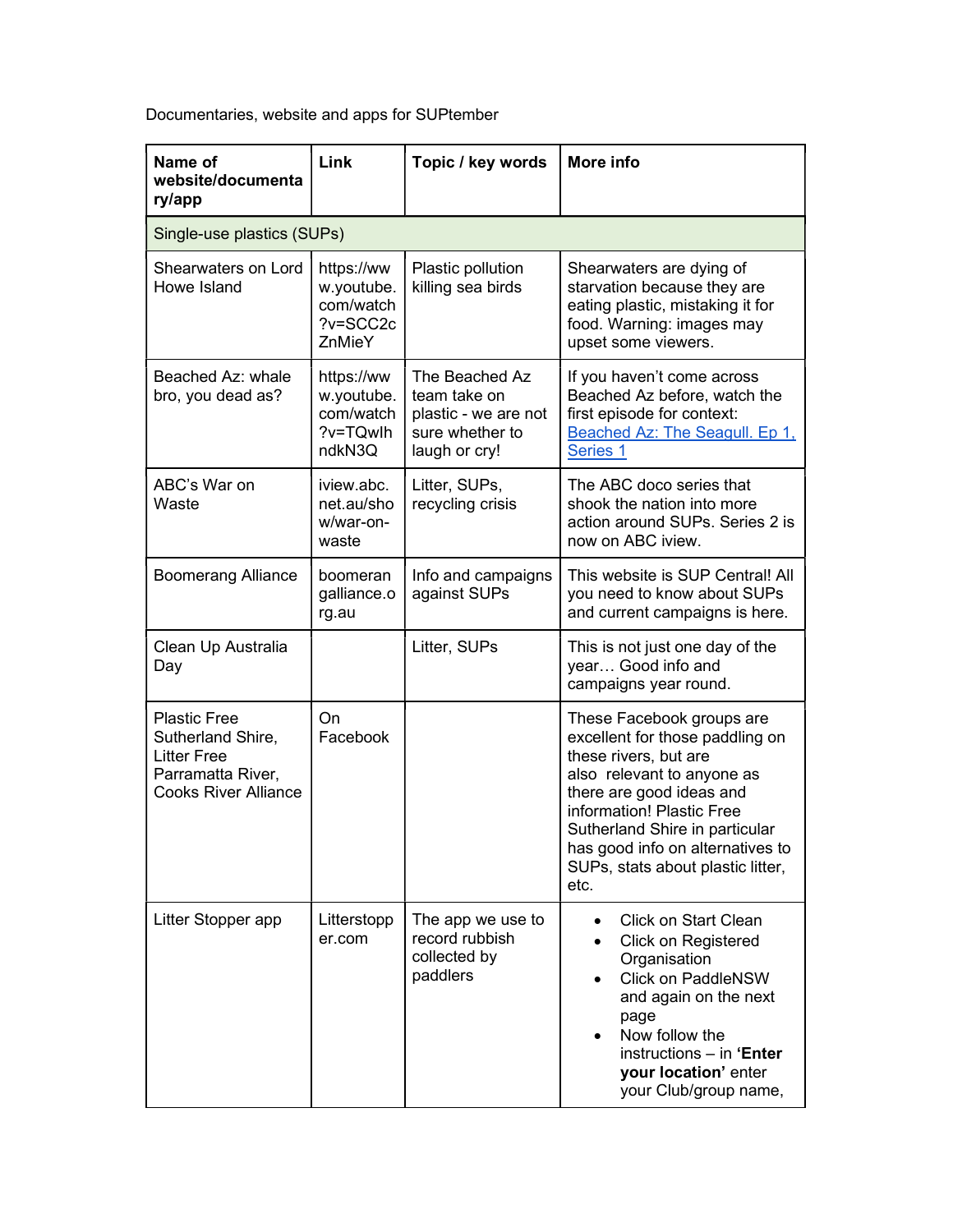Documentaries, website and apps for SUPtember

| Name of website/documentary/app | Link | Topic / key words | More info |
| --- | --- | --- | --- |
| Single-use plastics (SUPs) | | | |
| Shearwaters on Lord Howe Island | https://www.youtube.com/watch?v=SCC2cZnMieY | Plastic pollution killing sea birds | Shearwaters are dying of starvation because they are eating plastic, mistaking it for food. Warning: images may upset some viewers. |
| Beached Az: whale bro, you dead as? | https://www.youtube.com/watch?v=TQwlhndkN3Q | The Beached Az team take on plastic - we are not sure whether to laugh or cry! | If you haven't come across Beached Az before, watch the first episode for context: Beached Az: The Seagull. Ep 1, Series 1 |
| ABC's War on Waste | iview.abc.net.au/show/war-on-waste | Litter, SUPs, recycling crisis | The ABC doco series that shook the nation into more action around SUPs. Series 2 is now on ABC iview. |
| Boomerang Alliance | boomerangalliance.org.au | Info and campaigns against SUPs | This website is SUP Central! All you need to know about SUPs and current campaigns is here. |
| Clean Up Australia Day | | Litter, SUPs | This is not just one day of the year… Good info and campaigns year round. |
| Plastic Free Sutherland Shire, Litter Free Parramatta River, Cooks River Alliance | On Facebook | | These Facebook groups are excellent for those paddling on these rivers, but are also relevant to anyone as there are good ideas and information! Plastic Free Sutherland Shire in particular has good info on alternatives to SUPs, stats about plastic litter, etc. |
| Litter Stopper app | Litterstopper.com | The app we use to record rubbish collected by paddlers | • Click on Start Clean<br>• Click on Registered Organisation<br>• Click on PaddleNSW and again on the next page<br>• Now follow the instructions – in **'Enter your location'** enter your Club/group name, |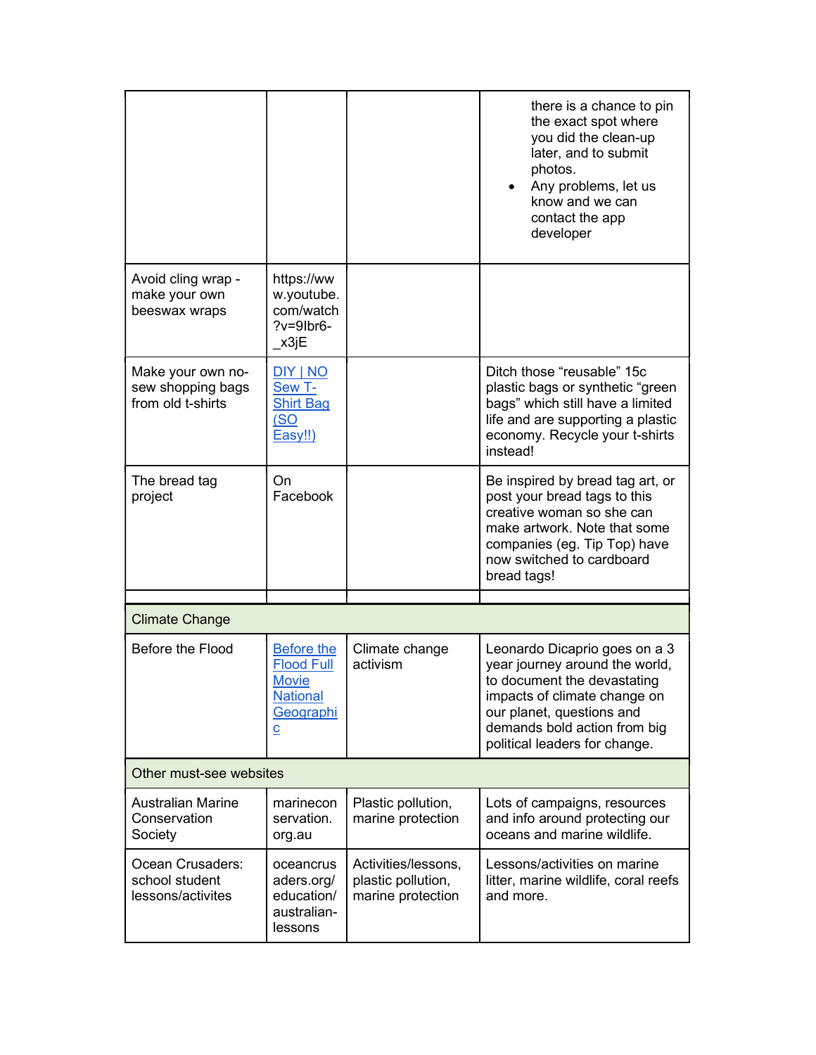| | | | |
|---|---|---|---|
| | | | there is a chance to pin the exact spot where you did the clean-up later, and to submit photos.<br>• Any problems, let us know and we can contact the app developer |
| Avoid cling wrap - make your own beeswax wraps | https://www.youtube.com/watch?v=9Ibr6-_x3jE | | |
| Make your own no-sew shopping bags from old t-shirts | DIY \| NO Sew T-Shirt Bag (SO Easy!!) | | Ditch those "reusable" 15c plastic bags or synthetic "green bags" which still have a limited life and are supporting a plastic economy. Recycle your t-shirts instead! |
| The bread tag project | On Facebook | | Be inspired by bread tag art, or post your bread tags to this creative woman so she can make artwork. Note that some companies (eg. Tip Top) have now switched to cardboard bread tags! |
| | | | |
| **Climate Change** | | | |
| Before the Flood | Before the Flood Full Movie National Geographic | Climate change activism | Leonardo Dicaprio goes on a 3 year journey around the world, to document the devastating impacts of climate change on our planet, questions and demands bold action from big political leaders for change. |
| **Other must-see websites** | | | |
| Australian Marine Conservation Society | marineconservation.org.au | Plastic pollution, marine protection | Lots of campaigns, resources and info around protecting our oceans and marine wildlife. |
| Ocean Crusaders: school student lessons/activites | oceancrusaders.org/education/australian-lessons | Activities/lessons, plastic pollution, marine protection | Lessons/activities on marine litter, marine wildlife, coral reefs and more. |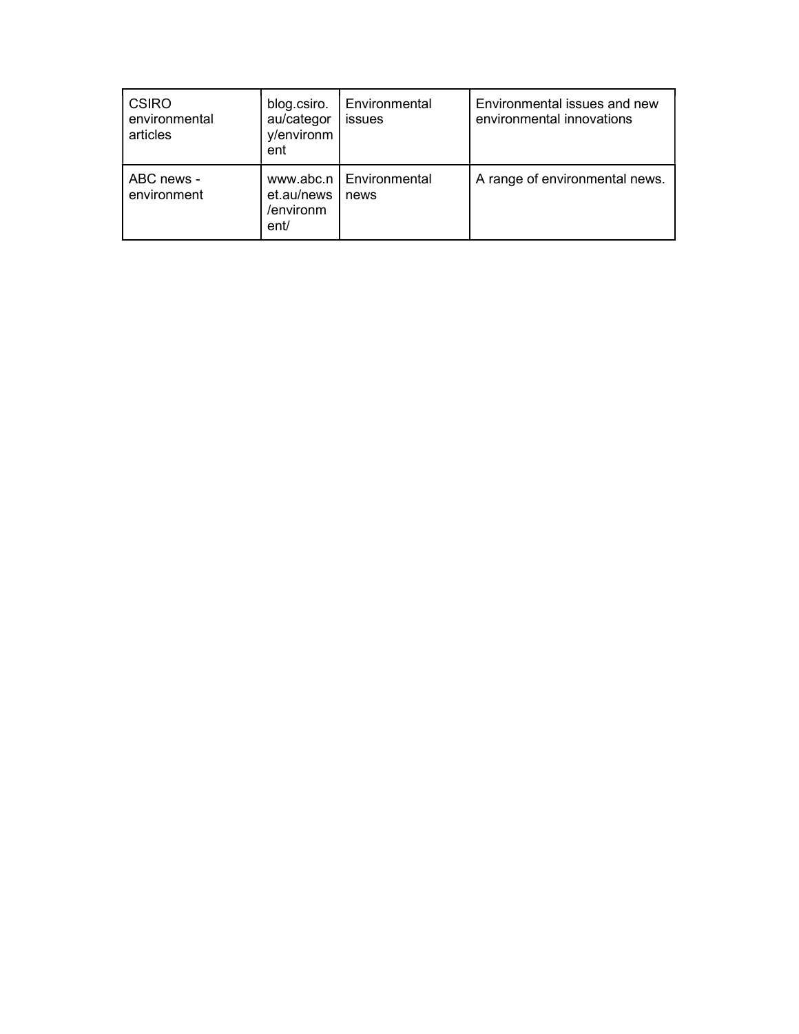| | | | |
|---|---|---|---|
| CSIRO environmental articles | blog.csiro.au/category/environment | Environmental issues | Environmental issues and new environmental innovations |
| ABC news - environment | www.abc.net.au/news/environment/ | Environmental news | A range of environmental news. |